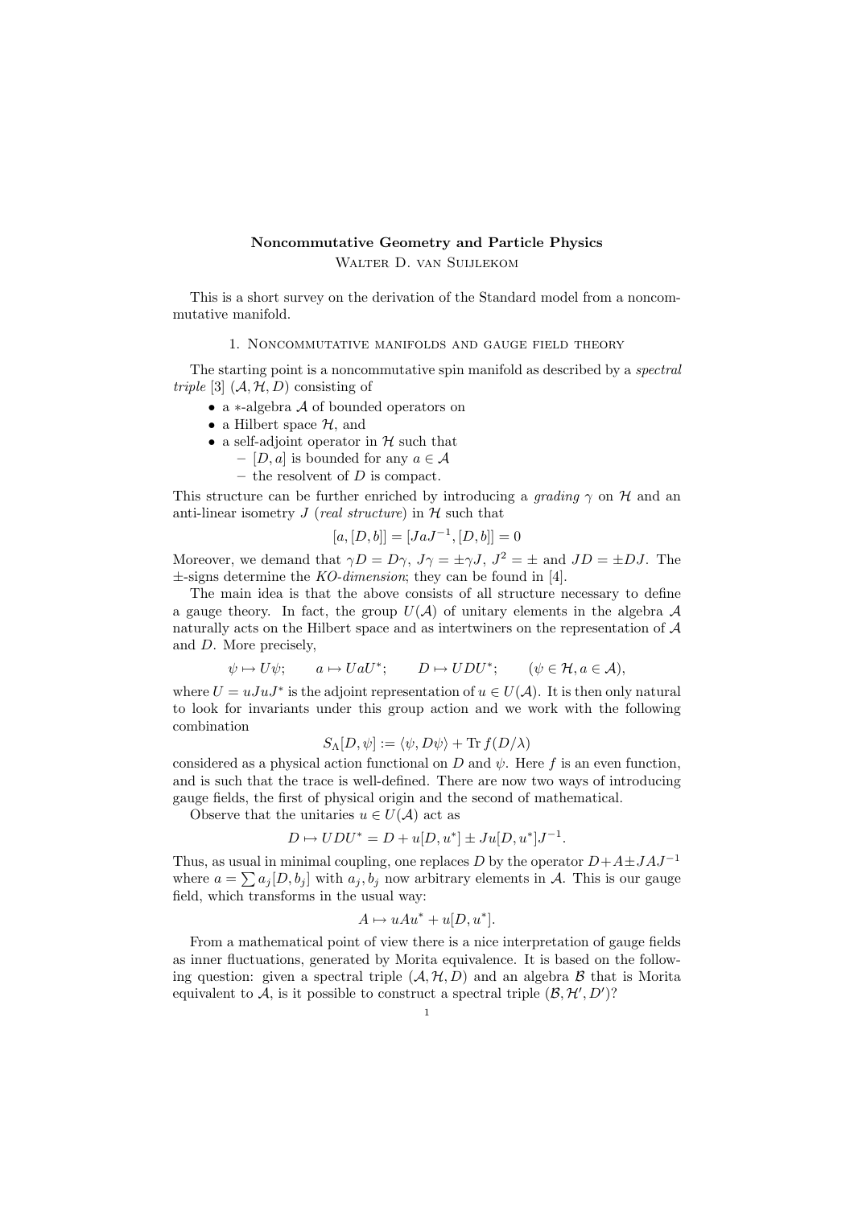# Noncommutative Geometry and Particle Physics

Walter D. van Suijlekom

This is a short survey on the derivation of the Standard model from a noncommutative manifold.

## 1. Noncommutative manifolds and gauge field theory

The starting point is a noncommutative spin manifold as described by a *spectral triple* [3] $(\mathcal{A}, \mathcal{H}, D)$ consisting of

- a $*$-algebra $\mathcal{A}$ of bounded operators on
- a Hilbert space $\mathcal{H}$, and
- a self-adjoint operator in $\mathcal{H}$ such that
  - $[D, a]$ is bounded for any $a \in \mathcal{A}$
  - the resolvent of $D$ is compact.

This structure can be further enriched by introducing a *grading* $\gamma$ on $\mathcal{H}$ and an anti-linear isometry $J$ (*real structure*) in $\mathcal{H}$ such that

$$[a, [D, b]] = [JaJ^{-1}, [D, b]] = 0$$

Moreover, we demand that $\gamma D = D\gamma$, $J\gamma = \pm\gamma J$, $J^2 = \pm$ and $JD = \pm DJ$. The $\pm$-signs determine the *KO-dimension*; they can be found in [4].

The main idea is that the above consists of all structure necessary to define a gauge theory. In fact, the group $U(\mathcal{A})$ of unitary elements in the algebra $\mathcal{A}$ naturally acts on the Hilbert space and as intertwiners on the representation of $\mathcal{A}$ and $D$. More precisely,

$$\psi \mapsto U\psi; \qquad a \mapsto UaU^*; \qquad D \mapsto UDU^*; \qquad (\psi \in \mathcal{H}, a \in \mathcal{A}),$$

where $U = uJuJ^*$ is the adjoint representation of $u \in U(\mathcal{A})$. It is then only natural to look for invariants under this group action and we work with the following combination

$$S_\Lambda[D, \psi] := \langle \psi, D\psi \rangle + \operatorname{Tr} f(D/\lambda)$$

considered as a physical action functional on $D$ and $\psi$. Here $f$ is an even function, and is such that the trace is well-defined. There are now two ways of introducing gauge fields, the first of physical origin and the second of mathematical.

Observe that the unitaries $u \in U(\mathcal{A})$ act as

$$D \mapsto UDU^* = D + u[D, u^*] \pm Ju[D, u^*]J^{-1}.$$

Thus, as usual in minimal coupling, one replaces $D$ by the operator $D + A \pm JAJ^{-1}$ where $a = \sum a_j[D, b_j]$ with $a_j, b_j$ now arbitrary elements in $\mathcal{A}$. This is our gauge field, which transforms in the usual way:

$$A \mapsto uAu^* + u[D, u^*].$$

From a mathematical point of view there is a nice interpretation of gauge fields as inner fluctuations, generated by Morita equivalence. It is based on the following question: given a spectral triple $(\mathcal{A}, \mathcal{H}, D)$ and an algebra $\mathcal{B}$ that is Morita equivalent to $\mathcal{A}$, is it possible to construct a spectral triple $(\mathcal{B}, \mathcal{H}', D')$?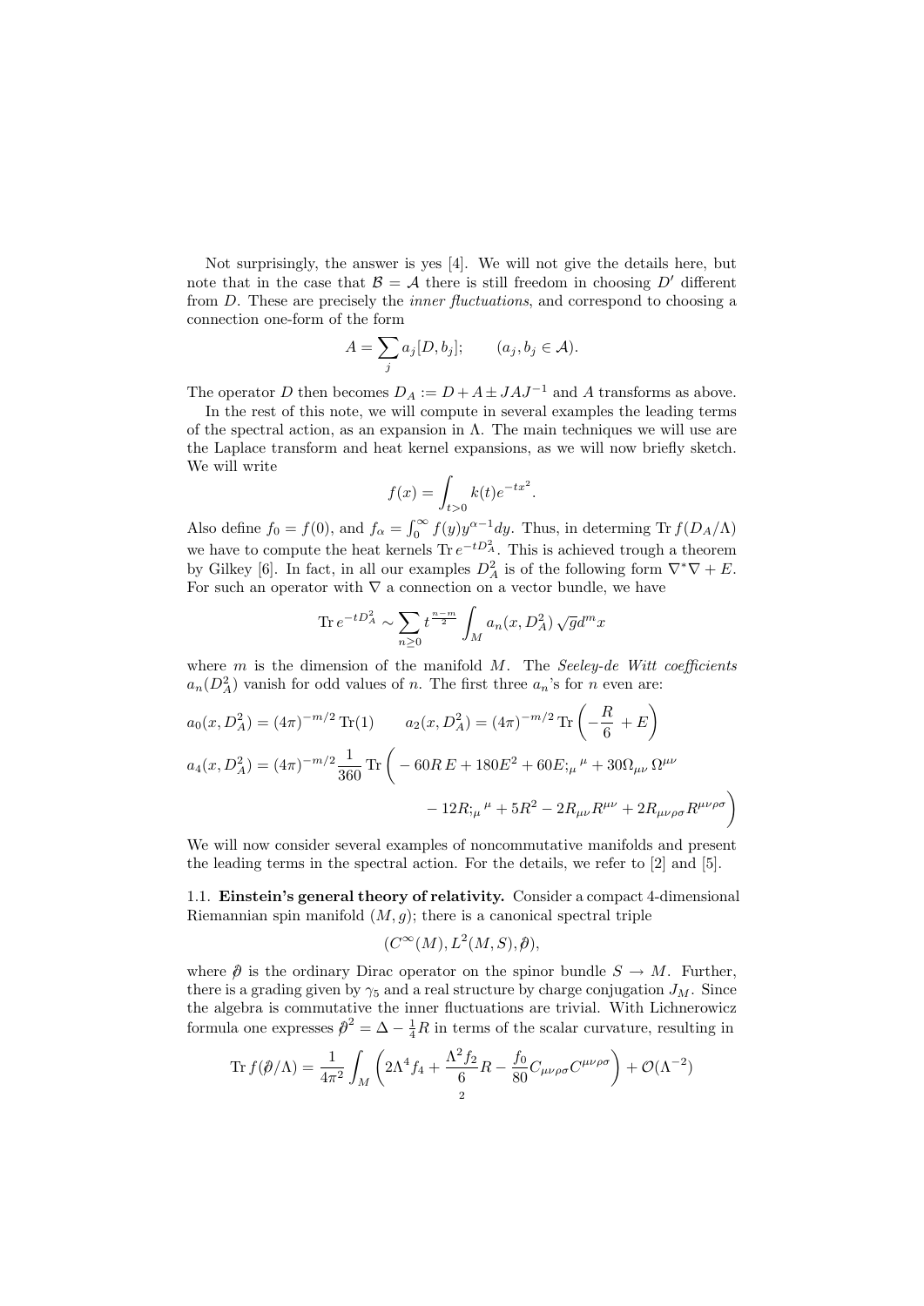Not surprisingly, the answer is yes [4]. We will not give the details here, but note that in the case that $\mathcal{B} = \mathcal{A}$ there is still freedom in choosing $D'$ different from $D$. These are precisely the *inner fluctuations*, and correspond to choosing a connection one-form of the form

$$A = \sum_j a_j [D, b_j]; \qquad (a_j, b_j \in \mathcal{A}).$$

The operator $D$ then becomes $D_A := D + A \pm JAJ^{-1}$ and $A$ transforms as above.

In the rest of this note, we will compute in several examples the leading terms of the spectral action, as an expansion in $\Lambda$. The main techniques we will use are the Laplace transform and heat kernel expansions, as we will now briefly sketch. We will write

$$f(x) = \int_{t>0} k(t) e^{-tx^2}.$$

Also define $f_0 = f(0)$, and $f_\alpha = \int_0^\infty f(y) y^{\alpha-1} dy$. Thus, in determing $\operatorname{Tr} f(D_A/\Lambda)$ we have to compute the heat kernels $\operatorname{Tr} e^{-tD_A^2}$. This is achieved trough a theorem by Gilkey [6]. In fact, in all our examples $D_A^2$ is of the following form $\nabla^* \nabla + E$. For such an operator with $\nabla$ a connection on a vector bundle, we have

$$\operatorname{Tr} e^{-tD_A^2} \sim \sum_{n \geq 0} t^{\frac{n-m}{2}} \int_M a_n(x, D_A^2) \sqrt{g} d^m x$$

where $m$ is the dimension of the manifold $M$. The *Seeley-de Witt coefficients* $a_n(D_A^2)$ vanish for odd values of $n$. The first three $a_n$'s for $n$ even are:

$$a_0(x, D_A^2) = (4\pi)^{-m/2} \operatorname{Tr}(1) \qquad a_2(x, D_A^2) = (4\pi)^{-m/2} \operatorname{Tr}\left(-\frac{R}{6} + E\right)$$

$$a_4(x, D_A^2) = (4\pi)^{-m/2} \frac{1}{360} \operatorname{Tr}\bigg( -60R\,E + 180E^2 + 60E_{;\mu}{}^{\mu} + 30\Omega_{\mu\nu}\,\Omega^{\mu\nu} - 12R_{;\mu}{}^{\mu} + 5R^2 - 2R_{\mu\nu}R^{\mu\nu} + 2R_{\mu\nu\rho\sigma}R^{\mu\nu\rho\sigma}\bigg)$$

We will now consider several examples of noncommutative manifolds and present the leading terms in the spectral action. For the details, we refer to [2] and [5].

1.1. **Einstein's general theory of relativity.** Consider a compact 4-dimensional Riemannian spin manifold $(M, g)$; there is a canonical spectral triple

$$(C^\infty(M), L^2(M, S), \not{\partial}),$$

where $\not{\partial}$ is the ordinary Dirac operator on the spinor bundle $S \to M$. Further, there is a grading given by $\gamma_5$ and a real structure by charge conjugation $J_M$. Since the algebra is commutative the inner fluctuations are trivial. With Lichnerowicz formula one expresses $\not{\partial}^2 = \Delta - \frac{1}{4}R$ in terms of the scalar curvature, resulting in

$$\operatorname{Tr} f(\not{\partial}/\Lambda) = \frac{1}{4\pi^2} \int_M \left( 2\Lambda^4 f_4 + \frac{\Lambda^2 f_2}{6} R - \frac{f_0}{80} C_{\mu\nu\rho\sigma} C^{\mu\nu\rho\sigma} \right) + \mathcal{O}(\Lambda^{-2})$$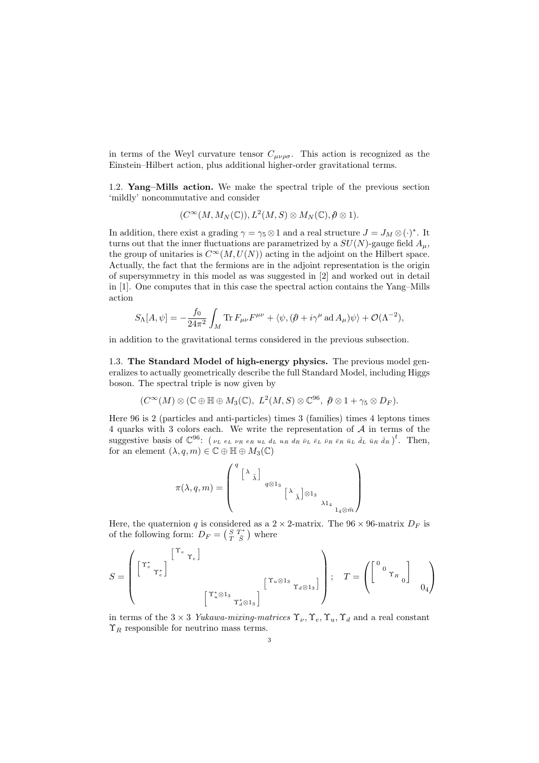in terms of the Weyl curvature tensor $C_{\mu\nu\rho\sigma}$. This action is recognized as the Einstein–Hilbert action, plus additional higher-order gravitational terms.

1.2. **Yang–Mills action.** We make the spectral triple of the previous section 'mildly' noncommutative and consider

$$(C^\infty(M, M_N(\mathbb{C})), L^2(M,S) \otimes M_N(\mathbb{C}), \not{\partial} \otimes 1).$$

In addition, there exist a grading $\gamma = \gamma_5 \otimes 1$ and a real structure $J = J_M \otimes (\cdot)^*$. It turns out that the inner fluctuations are parametrized by a $SU(N)$-gauge field $A_\mu$, the group of unitaries is $C^\infty(M, U(N))$ acting in the adjoint on the Hilbert space. Actually, the fact that the fermions are in the adjoint representation is the origin of supersymmetry in this model as was suggested in [2] and worked out in detail in [1]. One computes that in this case the spectral action contains the Yang–Mills action

$$S_\Lambda[A,\psi] = -\frac{f_0}{24\pi^2}\int_M \operatorname{Tr} F_{\mu\nu}F^{\mu\nu} + \langle \psi, (\not{\partial} + i\gamma^\mu \operatorname{ad} A_\mu)\psi\rangle + \mathcal{O}(\Lambda^{-2}),$$

in addition to the gravitational terms considered in the previous subsection.

1.3. **The Standard Model of high-energy physics.** The previous model generalizes to actually geometrically describe the full Standard Model, including Higgs boson. The spectral triple is now given by

$$(C^\infty(M) \otimes (\mathbb{C} \oplus \mathbb{H} \oplus M_3(\mathbb{C}),\ L^2(M,S) \otimes \mathbb{C}^{96},\ \not{\partial} \otimes 1 + \gamma_5 \otimes D_F).$$

Here 96 is 2 (particles and anti-particles) times 3 (families) times 4 leptons times 4 quarks with 3 colors each. We write the representation of $\mathcal{A}$ in terms of the suggestive basis of $\mathbb{C}^{96}$: $\begin{pmatrix} \nu_L & e_L & \nu_R & e_R & u_L & d_L & u_R & d_R & \bar\nu_L & \bar e_L & \bar\nu_R & \bar e_R & \bar u_L & \bar d_L & \bar u_R & \bar d_R \end{pmatrix}^t$. Then, for an element $(\lambda, q, m) \in \mathbb{C} \oplus \mathbb{H} \oplus M_3(\mathbb{C})$

$$\pi(\lambda,q,m) = \begin{pmatrix} q & & & & & \\ & \begin{bmatrix} \lambda & \\ & \bar\lambda \end{bmatrix} & & & & \\ & & q\otimes 1_3 & & & \\ & & & \begin{bmatrix} \lambda & \\ & \bar\lambda \end{bmatrix}\otimes 1_3 & & \\ & & & & \lambda 1_4 & \\ & & & & & 1_4 \otimes \bar m \end{pmatrix}$$

Here, the quaternion $q$ is considered as a $2\times 2$-matrix. The $96\times 96$-matrix $D_F$ is of the following form: $D_F = \begin{pmatrix} S & T^* \\ T & \bar S \end{pmatrix}$ where

$$S = \begin{pmatrix} & \begin{bmatrix} \Upsilon_\nu & \\ & \Upsilon_e \end{bmatrix} & & \\ \begin{bmatrix} \Upsilon_\nu^* & \\ & \Upsilon_e^* \end{bmatrix} & & & \\ & & & \begin{bmatrix} \Upsilon_u \otimes 1_3 & \\ & \Upsilon_d \otimes 1_3 \end{bmatrix} \\ & & \begin{bmatrix} \Upsilon_u^* \otimes 1_3 & \\ & \Upsilon_d^* \otimes 1_3 \end{bmatrix} & \end{pmatrix}; \quad T = \begin{pmatrix} \begin{bmatrix} 0 & & & \\ & 0 & & \\ & & \Upsilon_R & \\ & & & 0 \end{bmatrix} & \\ & 0_4 \end{pmatrix}$$

in terms of the $3 \times 3$ *Yukawa-mixing-matrices* $\Upsilon_\nu, \Upsilon_e, \Upsilon_u, \Upsilon_d$ and a real constant $\Upsilon_R$ responsible for neutrino mass terms.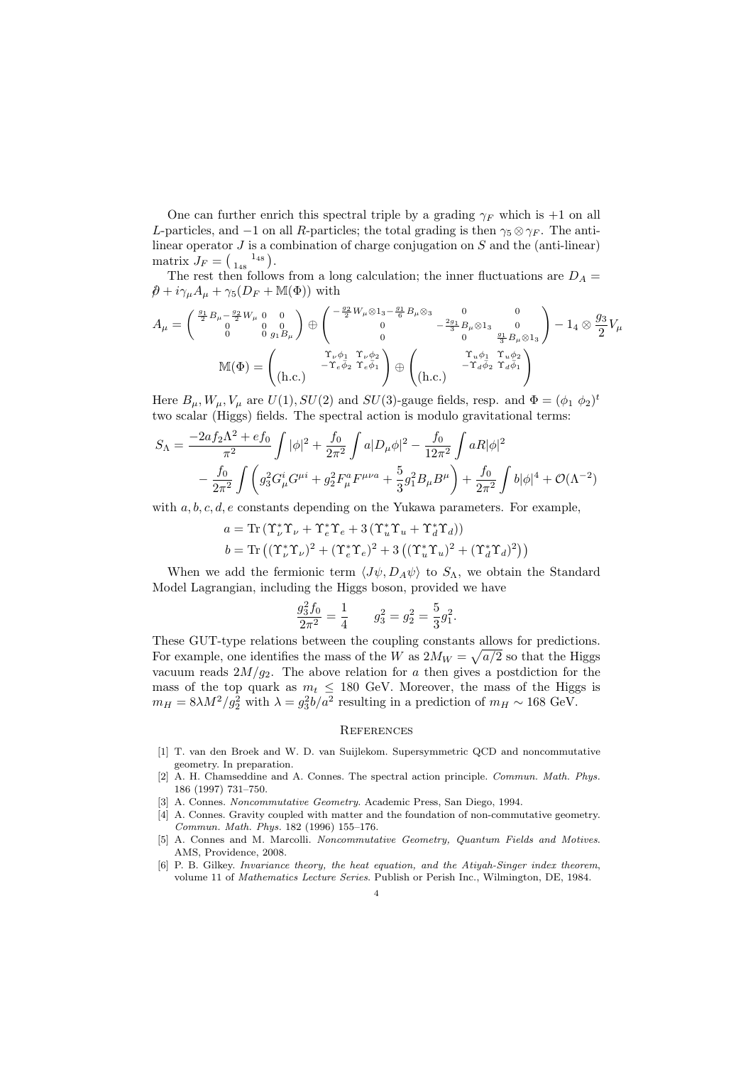One can further enrich this spectral triple by a grading $\gamma_F$ which is $+1$ on all $L$-particles, and $-1$ on all $R$-particles; the total grading is then $\gamma_5 \otimes \gamma_F$. The anti-linear operator $J$ is a combination of charge conjugation on $S$ and the (anti-linear) matrix $J_F = \begin{pmatrix} & 1_{48} \\ 1_{48} & \end{pmatrix}$.

The rest then follows from a long calculation; the inner fluctuations are $D_A = \partial\!\!\!/ + i\gamma_\mu A_\mu + \gamma_5(D_F + \mathbb{M}(\Phi))$ with

$$A_\mu = \begin{pmatrix} \frac{g_1}{2}B_\mu - \frac{g_2}{2}W_\mu & 0 & 0 \\ 0 & 0 & 0 \\ 0 & 0 & g_1 B_\mu \end{pmatrix} \oplus \begin{pmatrix} -\frac{g_2}{2}W_\mu \otimes 1_3 - \frac{g_1}{6}B_\mu \otimes_3 & 0 & 0 \\ 0 & -\frac{2g_1}{3}B_\mu \otimes 1_3 & 0 \\ 0 & 0 & \frac{g_1}{3}B_\mu \otimes 1_3 \end{pmatrix} - 1_4 \otimes \frac{g_3}{2}V_\mu$$

$$\mathbb{M}(\Phi) = \begin{pmatrix} & \begin{matrix} \Upsilon_\nu \phi_1 & \Upsilon_\nu \phi_2 \\ -\Upsilon_e \bar{\phi}_2 & \Upsilon_e \bar{\phi}_1 \end{matrix} \\ \text{(h.c.)} & \end{pmatrix} \oplus \begin{pmatrix} & \begin{matrix} \Upsilon_u \phi_1 & \Upsilon_u \phi_2 \\ -\Upsilon_d \bar{\phi}_2 & \Upsilon_d \bar{\phi}_1 \end{matrix} \\ \text{(h.c.)} & \end{pmatrix}$$

Here $B_\mu, W_\mu, V_\mu$ are $U(1), SU(2)$ and $SU(3)$-gauge fields, resp. and $\Phi = (\phi_1 \ \phi_2)^t$ two scalar (Higgs) fields. The spectral action is modulo gravitational terms:

$$S_\Lambda = \frac{-2af_2\Lambda^2 + ef_0}{\pi^2} \int |\phi|^2 + \frac{f_0}{2\pi^2} \int a|D_\mu \phi|^2 - \frac{f_0}{12\pi^2} \int aR|\phi|^2$$
$$- \frac{f_0}{2\pi^2} \int \left( g_3^2 G_\mu^i G^{\mu i} + g_2^2 F_\mu^a F^{\mu\nu a} + \frac{5}{3} g_1^2 B_\mu B^\mu \right) + \frac{f_0}{2\pi^2} \int b|\phi|^4 + \mathcal{O}(\Lambda^{-2})$$

with $a, b, c, d, e$ constants depending on the Yukawa parameters. For example,

$$a = \mathrm{Tr}\left(\Upsilon_\nu^* \Upsilon_\nu + \Upsilon_e^* \Upsilon_e + 3\left(\Upsilon_u^* \Upsilon_u + \Upsilon_d^* \Upsilon_d\right)\right)$$
$$b = \mathrm{Tr}\left((\Upsilon_\nu^* \Upsilon_\nu)^2 + (\Upsilon_e^* \Upsilon_e)^2 + 3\left((\Upsilon_u^* \Upsilon_u)^2 + (\Upsilon_d^* \Upsilon_d)^2\right)\right)$$

When we add the fermionic term $\langle J\psi, D_A \psi \rangle$ to $S_\Lambda$, we obtain the Standard Model Lagrangian, including the Higgs boson, provided we have

$$\frac{g_3^2 f_0}{2\pi^2} = \frac{1}{4} \qquad g_3^2 = g_2^2 = \frac{5}{3} g_1^2.$$

These GUT-type relations between the coupling constants allows for predictions. For example, one identifies the mass of the $W$ as $2M_W = \sqrt{a/2}$ so that the Higgs vacuum reads $2M/g_2$. The above relation for $a$ then gives a postdiction for the mass of the top quark as $m_t \leq 180$ GeV. Moreover, the mass of the Higgs is $m_H = 8\lambda M^2/g_2^2$ with $\lambda = g_3^2 b/a^2$ resulting in a prediction of $m_H \sim 168$ GeV.

## References

[1] T. van den Broek and W. D. van Suijlekom. Supersymmetric QCD and noncommutative geometry. In preparation.

[2] A. H. Chamseddine and A. Connes. The spectral action principle. *Commun. Math. Phys.* 186 (1997) 731–750.

[3] A. Connes. *Noncommutative Geometry*. Academic Press, San Diego, 1994.

[4] A. Connes. Gravity coupled with matter and the foundation of non-commutative geometry. *Commun. Math. Phys.* 182 (1996) 155–176.

[5] A. Connes and M. Marcolli. *Noncommutative Geometry, Quantum Fields and Motives*. AMS, Providence, 2008.

[6] P. B. Gilkey. *Invariance theory, the heat equation, and the Atiyah-Singer index theorem*, volume 11 of *Mathematics Lecture Series*. Publish or Perish Inc., Wilmington, DE, 1984.